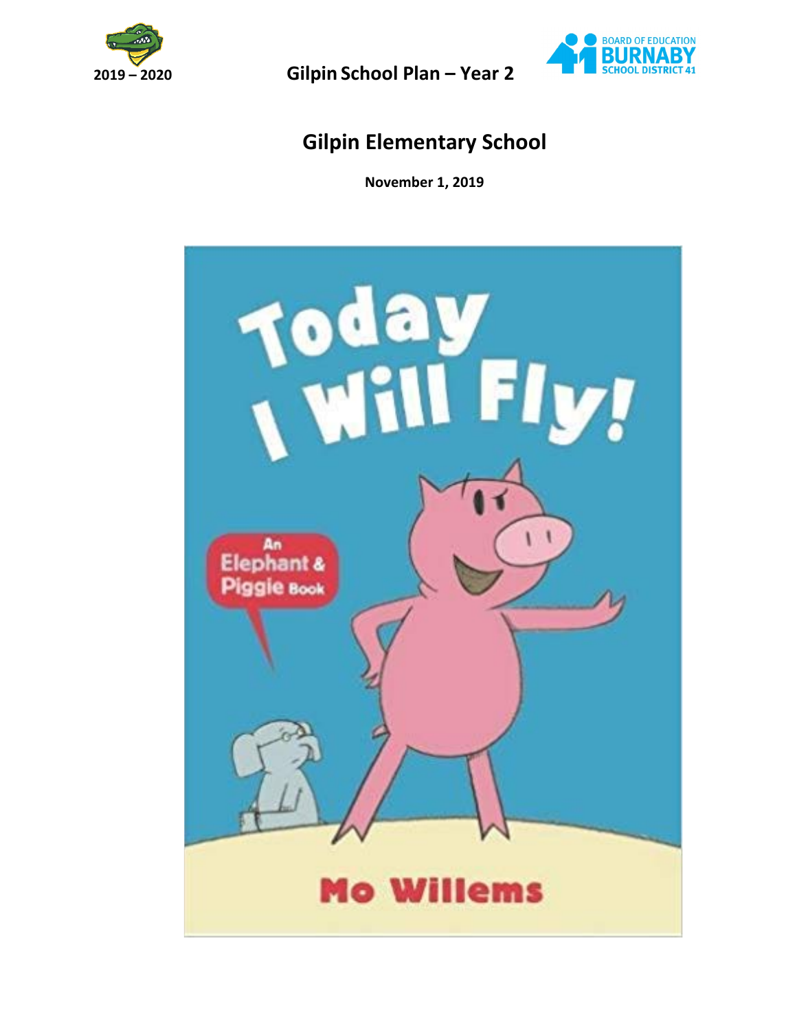2019 – 2020 Gilpin School Plan – Year 2

# Gilpin Elementary School

**November 1, 2019**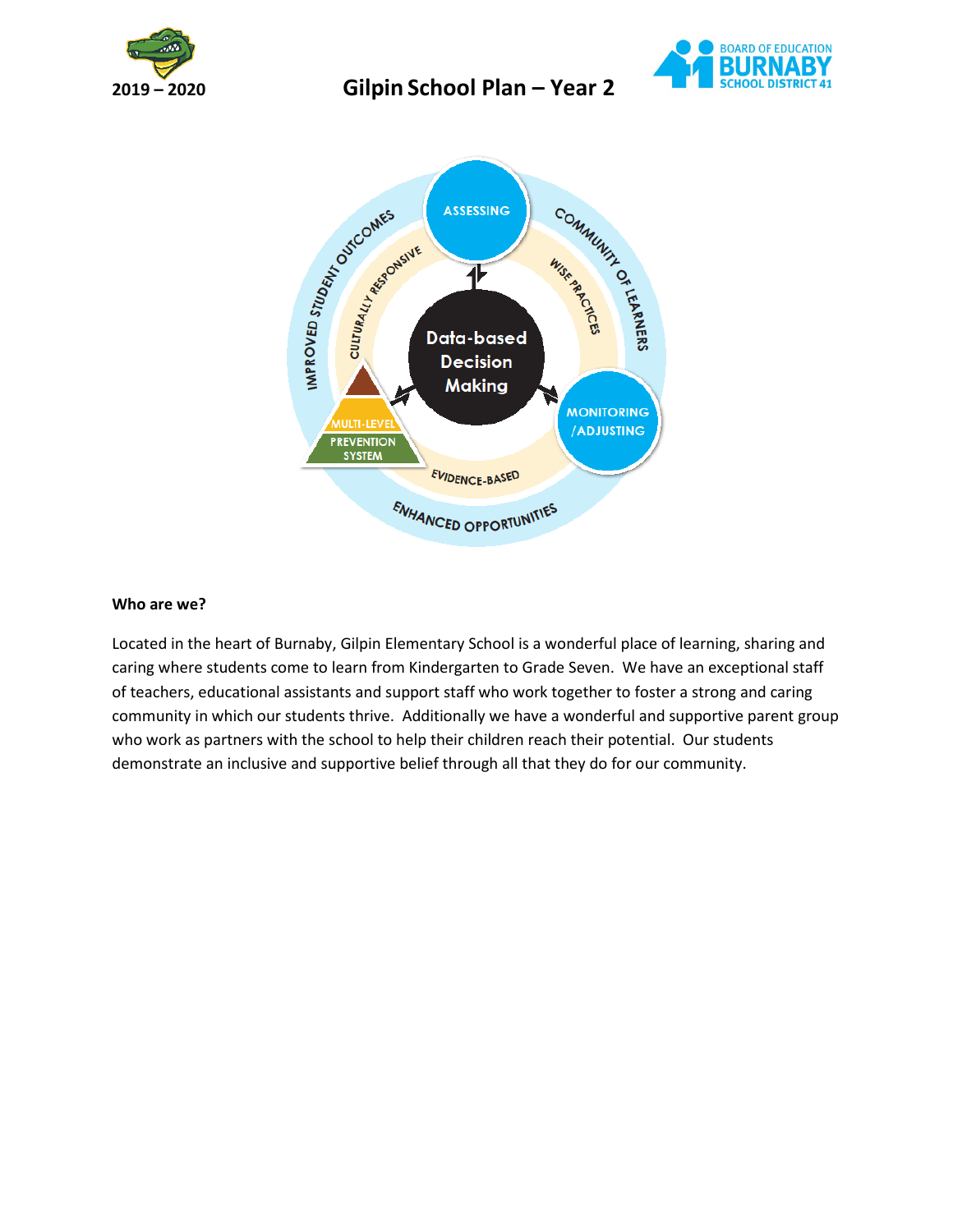2019 – 2020

# Gilpin School Plan – Year 2

ASSESSING

COMMUNITY OF LEARNERS

WISE PRACTICES

Data-based Decision Making

MONITORING /ADJUSTING

EVIDENCE-BASED

ENHANCED OPPORTUNITIES

MULTI-LEVEL PREVENTION SYSTEM

CULTURALLY RESPONSIVE

IMPROVED STUDENT OUTCOMES

**Who are we?**

Located in the heart of Burnaby, Gilpin Elementary School is a wonderful place of learning, sharing and caring where students come to learn from Kindergarten to Grade Seven. We have an exceptional staff of teachers, educational assistants and support staff who work together to foster a strong and caring community in which our students thrive. Additionally we have a wonderful and supportive parent group who work as partners with the school to help their children reach their potential. Our students demonstrate an inclusive and supportive belief through all that they do for our community.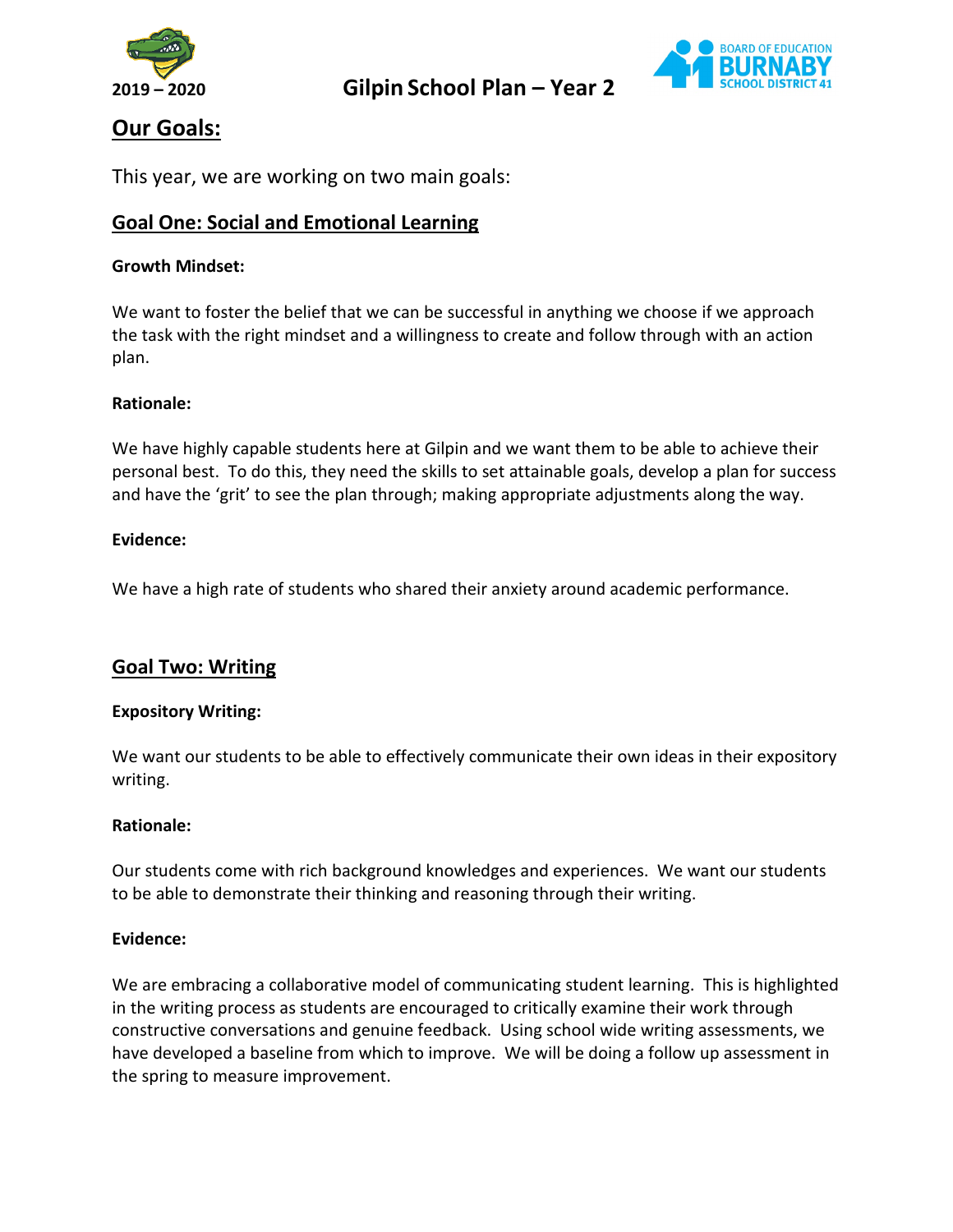2019 – 2020 **Gilpin School Plan – Year 2**

BOARD OF EDUCATION BURNABY SCHOOL DISTRICT 41

## Our Goals:

This year, we are working on two main goals:

### Goal One: Social and Emotional Learning

**Growth Mindset:**

We want to foster the belief that we can be successful in anything we choose if we approach the task with the right mindset and a willingness to create and follow through with an action plan.

**Rationale:**

We have highly capable students here at Gilpin and we want them to be able to achieve their personal best. To do this, they need the skills to set attainable goals, develop a plan for success and have the 'grit' to see the plan through; making appropriate adjustments along the way.

**Evidence:**

We have a high rate of students who shared their anxiety around academic performance.

### Goal Two: Writing

**Expository Writing:**

We want our students to be able to effectively communicate their own ideas in their expository writing.

**Rationale:**

Our students come with rich background knowledges and experiences. We want our students to be able to demonstrate their thinking and reasoning through their writing.

**Evidence:**

We are embracing a collaborative model of communicating student learning. This is highlighted in the writing process as students are encouraged to critically examine their work through constructive conversations and genuine feedback. Using school wide writing assessments, we have developed a baseline from which to improve. We will be doing a follow up assessment in the spring to measure improvement.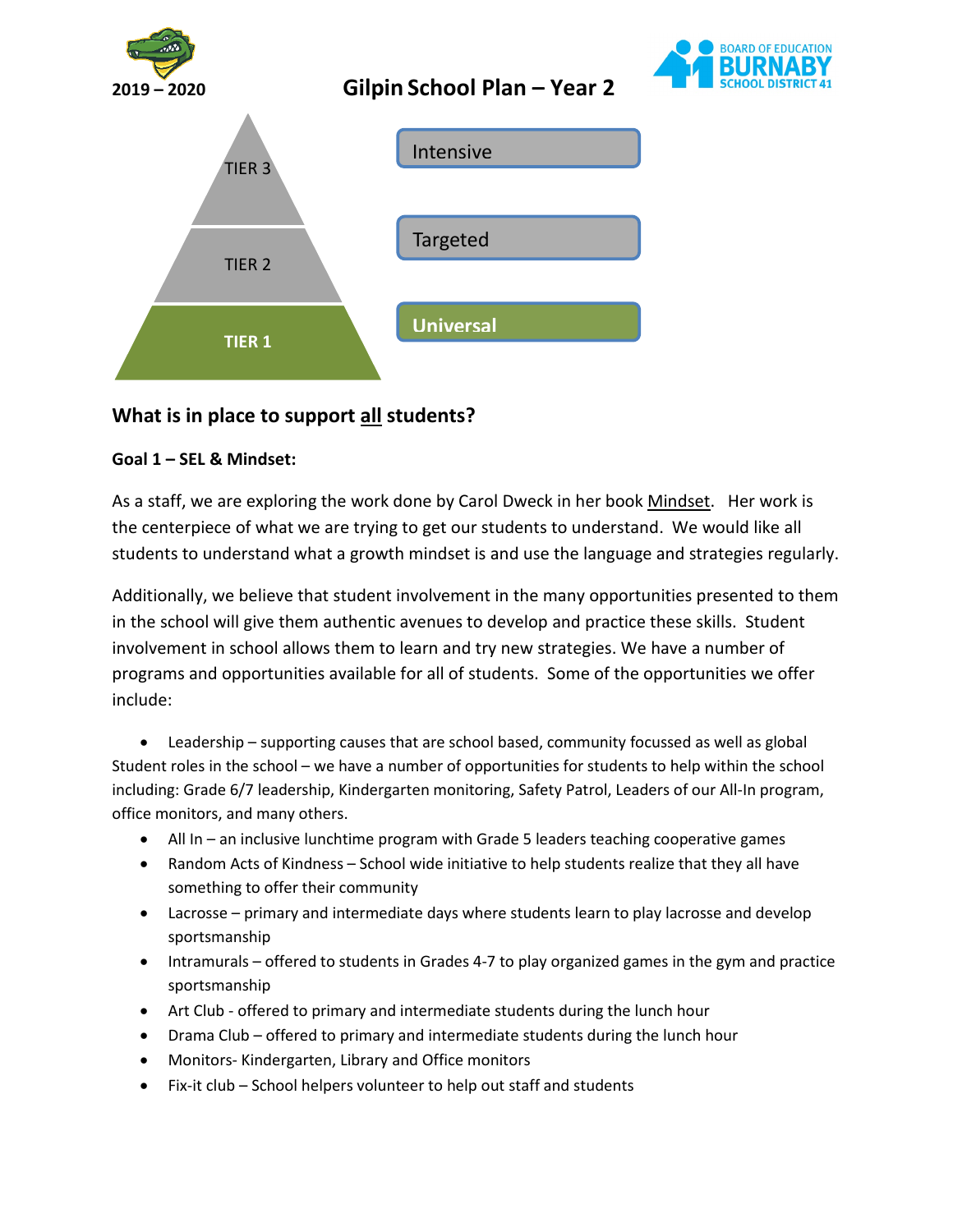2019 – 2020

# Gilpin School Plan – Year 2

TIER 3

TIER 2

TIER 1

Intensive

Targeted

Universal

## What is in place to support all students?

**Goal 1 – SEL & Mindset:**

As a staff, we are exploring the work done by Carol Dweck in her book Mindset. Her work is the centerpiece of what we are trying to get our students to understand. We would like all students to understand what a growth mindset is and use the language and strategies regularly.

Additionally, we believe that student involvement in the many opportunities presented to them in the school will give them authentic avenues to develop and practice these skills. Student involvement in school allows them to learn and try new strategies. We have a number of programs and opportunities available for all of students. Some of the opportunities we offer include:

- Leadership – supporting causes that are school based, community focussed as well as global

Student roles in the school – we have a number of opportunities for students to help within the school including: Grade 6/7 leadership, Kindergarten monitoring, Safety Patrol, Leaders of our All-In program, office monitors, and many others.

- All In – an inclusive lunchtime program with Grade 5 leaders teaching cooperative games
- Random Acts of Kindness – School wide initiative to help students realize that they all have something to offer their community
- Lacrosse – primary and intermediate days where students learn to play lacrosse and develop sportsmanship
- Intramurals – offered to students in Grades 4-7 to play organized games in the gym and practice sportsmanship
- Art Club - offered to primary and intermediate students during the lunch hour
- Drama Club – offered to primary and intermediate students during the lunch hour
- Monitors- Kindergarten, Library and Office monitors
- Fix-it club – School helpers volunteer to help out staff and students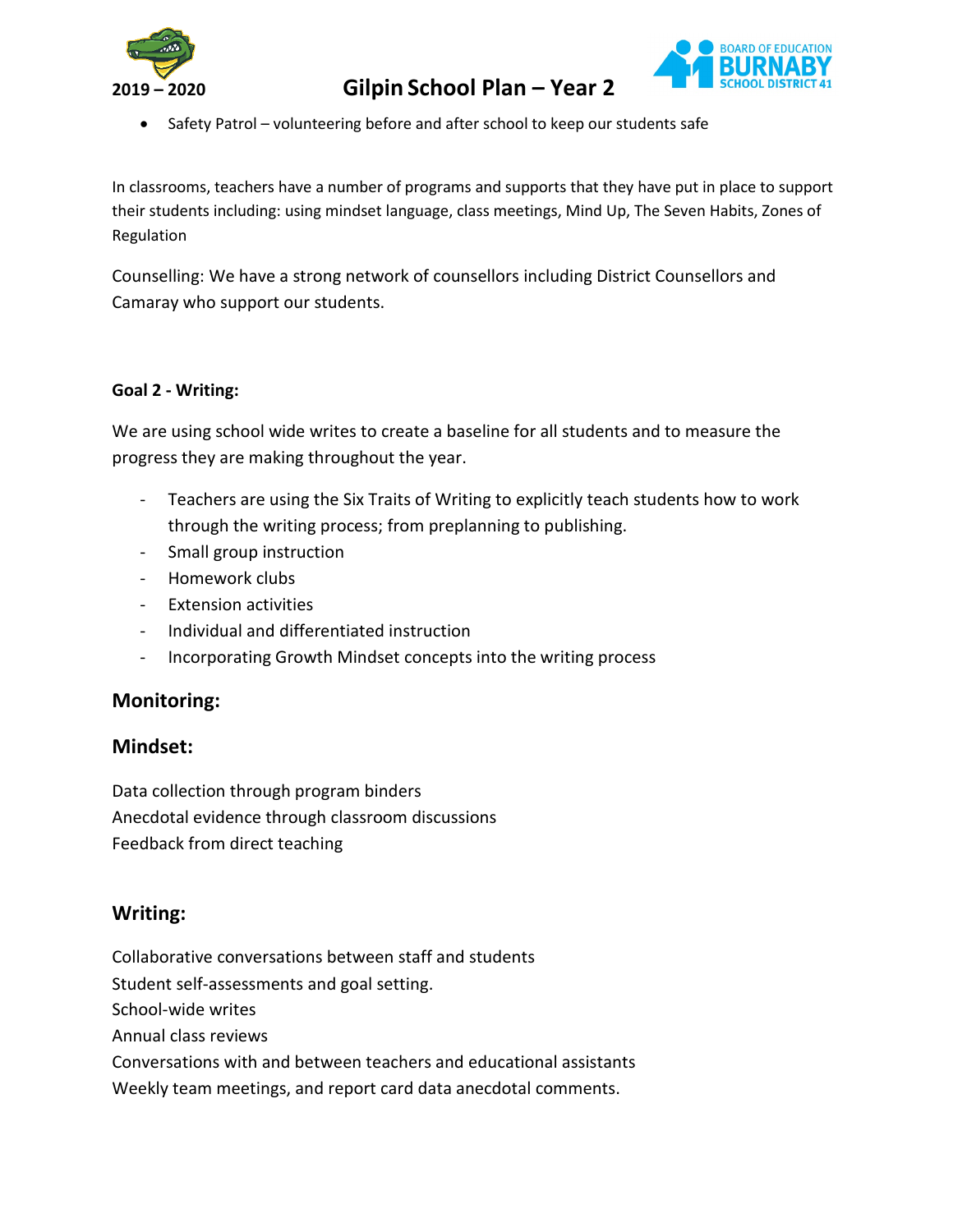- Safety Patrol – volunteering before and after school to keep our students safe

In classrooms, teachers have a number of programs and supports that they have put in place to support their students including: using mindset language, class meetings, Mind Up, The Seven Habits, Zones of Regulation

Counselling: We have a strong network of counsellors including District Counsellors and Camaray who support our students.

**Goal 2 - Writing:**

We are using school wide writes to create a baseline for all students and to measure the progress they are making throughout the year.

- Teachers are using the Six Traits of Writing to explicitly teach students how to work through the writing process; from preplanning to publishing.
- Small group instruction
- Homework clubs
- Extension activities
- Individual and differentiated instruction
- Incorporating Growth Mindset concepts into the writing process

## Monitoring:

## Mindset:

Data collection through program binders
Anecdotal evidence through classroom discussions
Feedback from direct teaching

## Writing:

Collaborative conversations between staff and students
Student self-assessments and goal setting.
School-wide writes
Annual class reviews
Conversations with and between teachers and educational assistants
Weekly team meetings, and report card data anecdotal comments.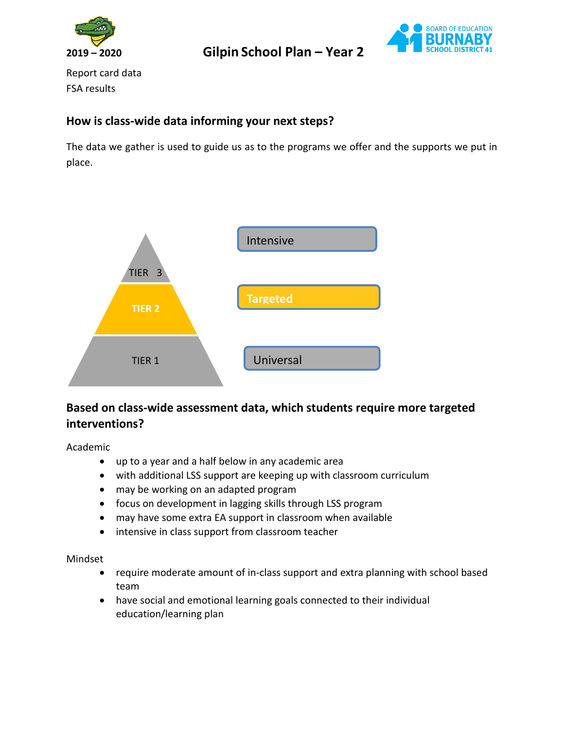**2019 – 2020** 

# Gilpin School Plan – Year 2

Report card data
FSA results

## How is class-wide data informing your next steps?

The data we gather is used to guide us as to the programs we offer and the supports we put in place.

TIER 3
TIER 2
TIER 1

Intensive
Targeted
Universal

## Based on class-wide assessment data, which students require more targeted interventions?

Academic

- up to a year and a half below in any academic area
- with additional LSS support are keeping up with classroom curriculum
- may be working on an adapted program
- focus on development in lagging skills through LSS program
- may have some extra EA support in classroom when available
- intensive in class support from classroom teacher

Mindset

- require moderate amount of in-class support and extra planning with school based team
- have social and emotional learning goals connected to their individual education/learning plan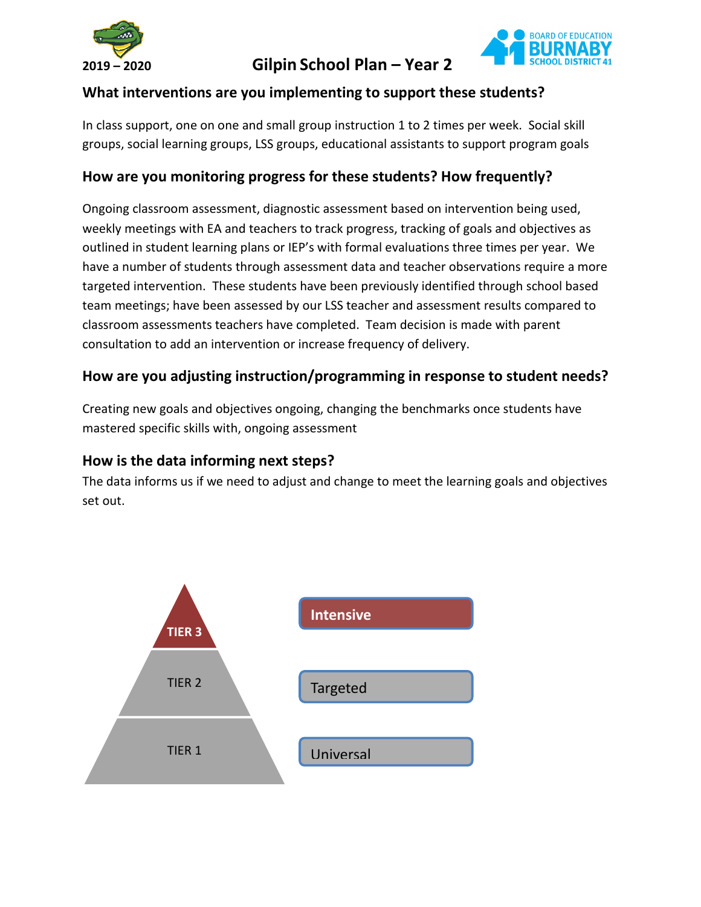## What interventions are you implementing to support these students?

In class support, one on one and small group instruction 1 to 2 times per week. Social skill groups, social learning groups, LSS groups, educational assistants to support program goals

## How are you monitoring progress for these students? How frequently?

Ongoing classroom assessment, diagnostic assessment based on intervention being used, weekly meetings with EA and teachers to track progress, tracking of goals and objectives as outlined in student learning plans or IEP's with formal evaluations three times per year. We have a number of students through assessment data and teacher observations require a more targeted intervention. These students have been previously identified through school based team meetings; have been assessed by our LSS teacher and assessment results compared to classroom assessments teachers have completed. Team decision is made with parent consultation to add an intervention or increase frequency of delivery.

## How are you adjusting instruction/programming in response to student needs?

Creating new goals and objectives ongoing, changing the benchmarks once students have mastered specific skills with, ongoing assessment

## How is the data informing next steps?

The data informs us if we need to adjust and change to meet the learning goals and objectives set out.

TIER 3 — Intensive

TIER 2 — Targeted

TIER 1 — Universal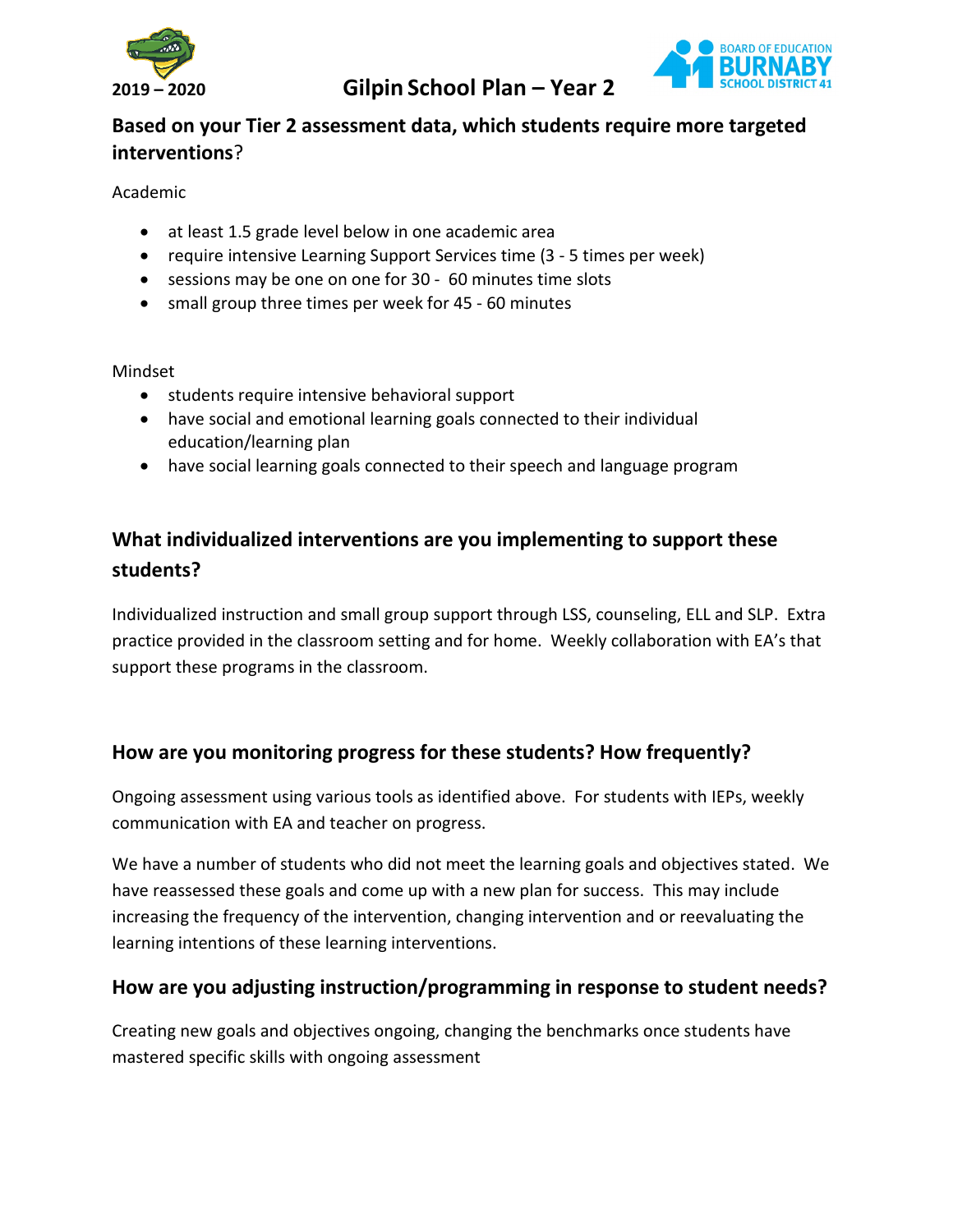## Based on your Tier 2 assessment data, which students require more targeted interventions?

Academic

- at least 1.5 grade level below in one academic area
- require intensive Learning Support Services time (3 - 5 times per week)
- sessions may be one on one for 30 - 60 minutes time slots
- small group three times per week for 45 - 60 minutes

Mindset

- students require intensive behavioral support
- have social and emotional learning goals connected to their individual education/learning plan
- have social learning goals connected to their speech and language program

## What individualized interventions are you implementing to support these students?

Individualized instruction and small group support through LSS, counseling, ELL and SLP. Extra practice provided in the classroom setting and for home. Weekly collaboration with EA's that support these programs in the classroom.

## How are you monitoring progress for these students? How frequently?

Ongoing assessment using various tools as identified above. For students with IEPs, weekly communication with EA and teacher on progress.

We have a number of students who did not meet the learning goals and objectives stated. We have reassessed these goals and come up with a new plan for success. This may include increasing the frequency of the intervention, changing intervention and or reevaluating the learning intentions of these learning interventions.

## How are you adjusting instruction/programming in response to student needs?

Creating new goals and objectives ongoing, changing the benchmarks once students have mastered specific skills with ongoing assessment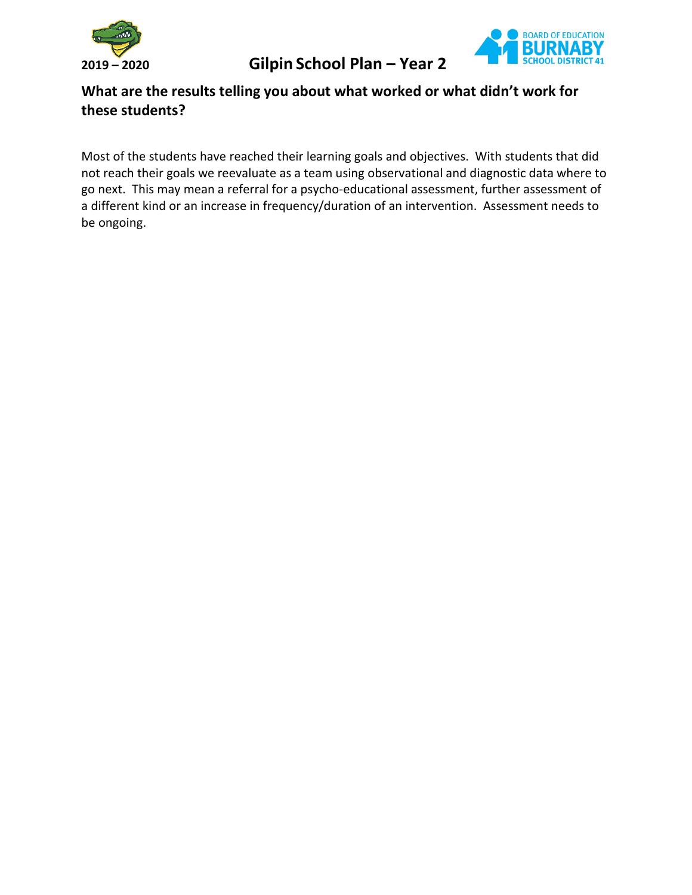## What are the results telling you about what worked or what didn't work for these students?

Most of the students have reached their learning goals and objectives. With students that did not reach their goals we reevaluate as a team using observational and diagnostic data where to go next. This may mean a referral for a psycho-educational assessment, further assessment of a different kind or an increase in frequency/duration of an intervention. Assessment needs to be ongoing.